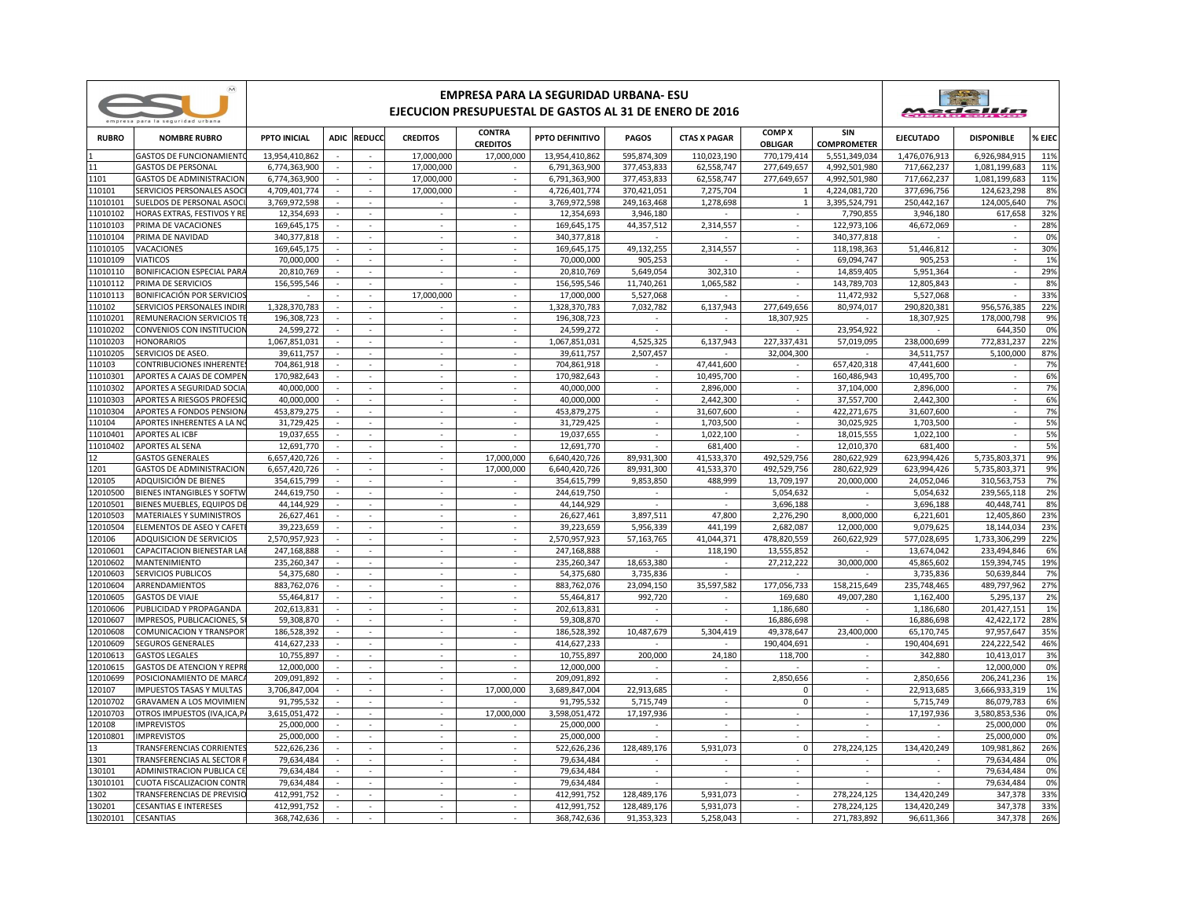# EMPRESA PARA LA SEGURIDAD URBANA- ESU

## EJECUCION PRESUPUESTAL DE GASTOS AL 31 DE ENERO DE 2016

| RUBRO | NOMBRE RUBRO | PPTO INICIAL | ADIC | REDUCC | CREDITOS | CONTRA CREDITOS | PPTO DEFINITIVO | PAGOS | CTAS X PAGAR | COMP X OBLIGAR | SIN COMPROMETER | EJECUTADO | DISPONIBLE | % EJEC |
|---|---|---|---|---|---|---|---|---|---|---|---|---|---|---|
| 1 | GASTOS DE FUNCIONAMIENTO | 13,954,410,862 | - | - | 17,000,000 | 17,000,000 | 13,954,410,862 | 595,874,309 | 110,023,190 | 770,179,414 | 5,551,349,034 | 1,476,076,913 | 6,926,984,915 | 11% |
| 11 | GASTOS DE PERSONAL | 6,774,363,900 | - | - | 17,000,000 | - | 6,791,363,900 | 377,453,833 | 62,558,747 | 277,649,657 | 4,992,501,980 | 717,662,237 | 1,081,199,683 | 11% |
| 1101 | GASTOS DE ADMINISTRACION | 6,774,363,900 | - | - | 17,000,000 | - | 6,791,363,900 | 377,453,833 | 62,558,747 | 277,649,657 | 4,992,501,980 | 717,662,237 | 1,081,199,683 | 11% |
| 110101 | SERVICIOS PERSONALES ASOCI | 4,709,401,774 | - | - | 17,000,000 | - | 4,726,401,774 | 370,421,051 | 7,275,704 | 1 | 4,224,081,720 | 377,696,756 | 124,623,298 | 8% |
| 11010101 | SUELDOS DE PERSONAL ASOCI | 3,769,972,598 | - | - | - | - | 3,769,972,598 | 249,163,468 | 1,278,698 | 1 | 3,395,524,791 | 250,442,167 | 124,005,640 | 7% |
| 11010102 | HORAS EXTRAS, FESTIVOS Y RE | 12,354,693 | - | - | - | - | 12,354,693 | 3,946,180 | - | - | 7,790,855 | 3,946,180 | 617,658 | 32% |
| 11010103 | PRIMA DE VACACIONES | 169,645,175 | - | - | - | - | 169,645,175 | 44,357,512 | 2,314,557 | - | 122,973,106 | 46,672,069 | - | 28% |
| 11010104 | PRIMA DE NAVIDAD | 340,377,818 | - | - | - | - | 340,377,818 | - | - | - | 340,377,818 | - | - | 0% |
| 11010105 | VACACIONES | 169,645,175 | - | - | - | - | 169,645,175 | 49,132,255 | 2,314,557 | - | 118,198,363 | 51,446,812 | - | 30% |
| 11010109 | VIATICOS | 70,000,000 | - | - | - | - | 70,000,000 | 905,253 | - | - | 69,094,747 | 905,253 | - | 1% |
| 11010110 | BONIFICACION ESPECIAL PARA | 20,810,769 | - | - | - | - | 20,810,769 | 5,649,054 | 302,310 | - | 14,859,405 | 5,951,364 | - | 29% |
| 11010112 | PRIMA DE SERVICIOS | 156,595,546 | - | - | - | - | 156,595,546 | 11,740,261 | 1,065,582 | - | 143,789,703 | 12,805,843 | - | 8% |
| 11010113 | BONIFICACIÓN POR SERVICIOS | - | - | - | 17,000,000 | - | 17,000,000 | 5,527,068 | - | - | 11,472,932 | 5,527,068 | - | 33% |
| 110102 | SERVICIOS PERSONALES INDIR | 1,328,370,783 | - | - | - | - | 1,328,370,783 | 7,032,782 | 6,137,943 | 277,649,656 | 80,974,017 | 290,820,381 | 956,576,385 | 22% |
| 11010201 | REMUNERACION SERVICIOS TE | 196,308,723 | - | - | - | - | 196,308,723 | - | - | 18,307,925 | - | 18,307,925 | 178,000,798 | 9% |
| 11010202 | CONVENIOS CON INSTITUCION | 24,599,272 | - | - | - | - | 24,599,272 | - | - | - | 23,954,922 | - | 644,350 | 0% |
| 11010203 | HONORARIOS | 1,067,851,031 | - | - | - | - | 1,067,851,031 | 4,525,325 | 6,137,943 | 227,337,431 | 57,019,095 | 238,000,699 | 772,831,237 | 22% |
| 11010205 | SERVICIOS DE ASEO. | 39,611,757 | - | - | - | - | 39,611,757 | 2,507,457 | - | 32,004,300 | - | 34,511,757 | 5,100,000 | 87% |
| 110103 | CONTRIBUCIONES INHERENTES | 704,861,918 | - | - | - | - | 704,861,918 | - | 47,441,600 | - | 657,420,318 | 47,441,600 | - | 7% |
| 11010301 | APORTES A CAJAS DE COMPEN | 170,982,643 | - | - | - | - | 170,982,643 | - | 10,495,700 | - | 160,486,943 | 10,495,700 | - | 6% |
| 11010302 | APORTES A SEGURIDAD SOCIA | 40,000,000 | - | - | - | - | 40,000,000 | - | 2,896,000 | - | 37,104,000 | 2,896,000 | - | 7% |
| 11010303 | APORTES A RIESGOS PROFESIO | 40,000,000 | - | - | - | - | 40,000,000 | - | 2,442,300 | - | 37,557,700 | 2,442,300 | - | 6% |
| 11010304 | APORTES A FONDOS PENSIONA | 453,879,275 | - | - | - | - | 453,879,275 | - | 31,607,600 | - | 422,271,675 | 31,607,600 | - | 7% |
| 110104 | APORTES INHERENTES A LA NO | 31,729,425 | - | - | - | - | 31,729,425 | - | 1,703,500 | - | 30,025,925 | 1,703,500 | - | 5% |
| 11010401 | APORTES AL ICBF | 19,037,655 | - | - | - | - | 19,037,655 | - | 1,022,100 | - | 18,015,555 | 1,022,100 | - | 5% |
| 11010402 | APORTES AL SENA | 12,691,770 | - | - | - | - | 12,691,770 | - | 681,400 | - | 12,010,370 | 681,400 | - | 5% |
| 12 | GASTOS GENERALES | 6,657,420,726 | - | - | - | 17,000,000 | 6,640,420,726 | 89,931,300 | 41,533,370 | 492,529,756 | 280,622,929 | 623,994,426 | 5,735,803,371 | 9% |
| 1201 | GASTOS DE ADMINISTRACION | 6,657,420,726 | - | - | - | 17,000,000 | 6,640,420,726 | 89,931,300 | 41,533,370 | 492,529,756 | 280,622,929 | 623,994,426 | 5,735,803,371 | 9% |
| 120105 | ADQUISICIÓN DE BIENES | 354,615,799 | - | - | - | - | 354,615,799 | 9,853,850 | 488,999 | 13,709,197 | 20,000,000 | 24,052,046 | 310,563,753 | 7% |
| 12010500 | BIENES INTANGIBLES Y SOFTW | 244,619,750 | - | - | - | - | 244,619,750 | - | - | 5,054,632 | - | 5,054,632 | 239,565,118 | 2% |
| 12010501 | BIENES MUEBLES, EQUIPOS DE | 44,144,929 | - | - | - | - | 44,144,929 | - | - | 3,696,188 | - | 3,696,188 | 40,448,741 | 8% |
| 12010503 | MATERIALES Y SUMINISTROS | 26,627,461 | - | - | - | - | 26,627,461 | 3,897,511 | 47,800 | 2,276,290 | 8,000,000 | 6,221,601 | 12,405,860 | 23% |
| 12010504 | ELEMENTOS DE ASEO Y CAFETE | 39,223,659 | - | - | - | - | 39,223,659 | 5,956,339 | 441,199 | 2,682,087 | 12,000,000 | 9,079,625 | 18,144,034 | 23% |
| 120106 | ADQUISICION DE SERVICIOS | 2,570,957,923 | - | - | - | - | 2,570,957,923 | 57,163,765 | 41,044,371 | 478,820,559 | 260,622,929 | 577,028,695 | 1,733,306,299 | 22% |
| 12010601 | CAPACITACION BIENESTAR LAB | 247,168,888 | - | - | - | - | 247,168,888 | - | 118,190 | 13,555,852 | - | 13,674,042 | 233,494,846 | 6% |
| 12010602 | MANTENIMIENTO | 235,260,347 | - | - | - | - | 235,260,347 | 18,653,380 | - | 27,212,222 | 30,000,000 | 45,865,602 | 159,394,745 | 19% |
| 12010603 | SERVICIOS PUBLICOS | 54,375,680 | - | - | - | - | 54,375,680 | 3,735,836 | - | - | - | 3,735,836 | 50,639,844 | 7% |
| 12010604 | ARRENDAMIENTOS | 883,762,076 | - | - | - | - | 883,762,076 | 23,094,150 | 35,597,582 | 177,056,733 | 158,215,649 | 235,748,465 | 489,797,962 | 27% |
| 12010605 | GASTOS DE VIAJE | 55,464,817 | - | - | - | - | 55,464,817 | 992,720 | - | 169,680 | 49,007,280 | 1,162,400 | 5,295,137 | 2% |
| 12010606 | PUBLICIDAD Y PROPAGANDA | 202,613,831 | - | - | - | - | 202,613,831 | - | - | 1,186,680 | - | 1,186,680 | 201,427,151 | 1% |
| 12010607 | IMPRESOS, PUBLICACIONES, SU | 59,308,870 | - | - | - | - | 59,308,870 | - | - | 16,886,698 | - | 16,886,698 | 42,422,172 | 28% |
| 12010608 | COMUNICACION Y TRANSPORT | 186,528,392 | - | - | - | - | 186,528,392 | 10,487,679 | 5,304,419 | 49,378,647 | 23,400,000 | 65,170,745 | 97,957,647 | 35% |
| 12010609 | SEGUROS GENERALES | 414,627,233 | - | - | - | - | 414,627,233 | - | - | 190,404,691 | - | 190,404,691 | 224,222,542 | 46% |
| 12010613 | GASTOS LEGALES | 10,755,897 | - | - | - | - | 10,755,897 | 200,000 | 24,180 | 118,700 | - | 342,880 | 10,413,017 | 3% |
| 12010615 | GASTOS DE ATENCION Y REPRE | 12,000,000 | - | - | - | - | 12,000,000 | - | - | - | - | - | 12,000,000 | 0% |
| 12010699 | POSICIONAMIENTO DE MARCA | 209,091,892 | - | - | - | - | 209,091,892 | - | - | 2,850,656 | - | 2,850,656 | 206,241,236 | 1% |
| 120107 | IMPUESTOS TASAS Y MULTAS | 3,706,847,004 | - | - | - | 17,000,000 | 3,689,847,004 | 22,913,685 | - | 0 | - | 22,913,685 | 3,666,933,319 | 1% |
| 12010702 | GRAVAMEN A LOS MOVIMIEN | 91,795,532 | - | - | - | - | 91,795,532 | 5,715,749 | - | 0 | - | 5,715,749 | 86,079,783 | 6% |
| 12010703 | OTROS IMPUESTOS (IVA,ICA,P | 3,615,051,472 | - | - | - | 17,000,000 | 3,598,051,472 | 17,197,936 | - | - | - | 17,197,936 | 3,580,853,536 | 0% |
| 120108 | IMPREVISTOS | 25,000,000 | - | - | - | - | 25,000,000 | - | - | - | - | - | 25,000,000 | 0% |
| 12010801 | IMPREVISTOS | 25,000,000 | - | - | - | - | 25,000,000 | - | - | - | - | - | 25,000,000 | 0% |
| 13 | TRANSFERENCIAS CORRIENTES | 522,626,236 | - | - | - | - | 522,626,236 | 128,489,176 | 5,931,073 | 0 | 278,224,125 | 134,420,249 | 109,981,862 | 26% |
| 1301 | TRANSFERENCIAS AL SECTOR P | 79,634,484 | - | - | - | - | 79,634,484 | - | - | - | - | - | 79,634,484 | 0% |
| 130101 | ADMINISTRACION PUBLICA CE | 79,634,484 | - | - | - | - | 79,634,484 | - | - | - | - | - | 79,634,484 | 0% |
| 13010101 | CUOTA FISCALIZACION CONTR | 79,634,484 | - | - | - | - | 79,634,484 | - | - | - | - | - | 79,634,484 | 0% |
| 1302 | TRANSFERENCIAS DE PREVISIO | 412,991,752 | - | - | - | - | 412,991,752 | 128,489,176 | 5,931,073 | - | 278,224,125 | 134,420,249 | 347,378 | 33% |
| 130201 | CESANTIAS E INTERESES | 412,991,752 | - | - | - | - | 412,991,752 | 128,489,176 | 5,931,073 | - | 278,224,125 | 134,420,249 | 347,378 | 33% |
| 13020101 | CESANTIAS | 368,742,636 | - | - | - | - | 368,742,636 | 91,353,323 | 5,258,043 | - | 271,783,892 | 96,611,366 | 347,378 | 26% |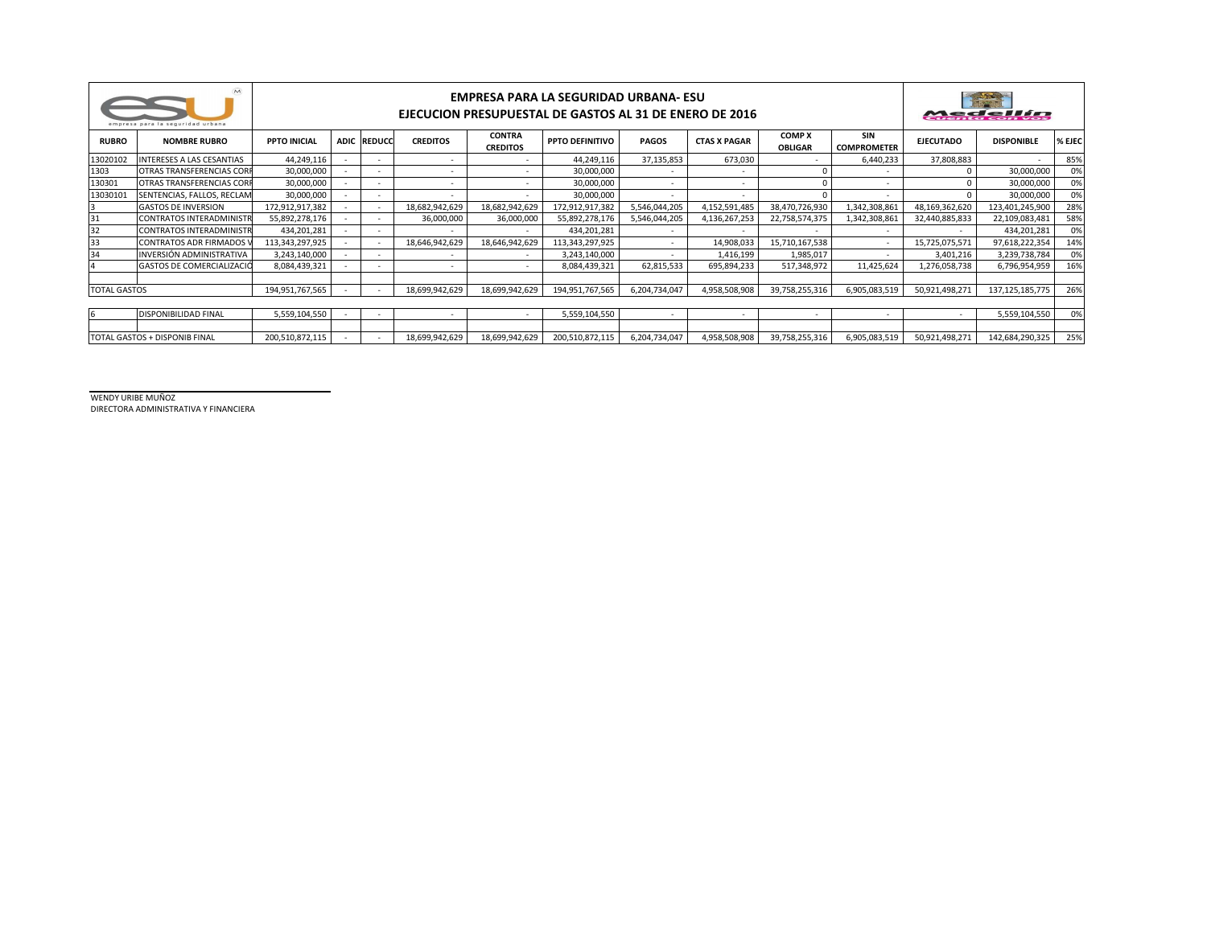# EMPRESA PARA LA SEGURIDAD URBANA- ESU

## EJECUCION PRESUPUESTAL DE GASTOS AL 31 DE ENERO DE 2016

| RUBRO | NOMBRE RUBRO | PPTO INICIAL | ADIC | REDUCC | CREDITOS | CONTRA CREDITOS | PPTO DEFINITIVO | PAGOS | CTAS X PAGAR | COMP X OBLIGAR | SIN COMPROMETER | EJECUTADO | DISPONIBLE | % EJEC |
|---|---|---|---|---|---|---|---|---|---|---|---|---|---|---|
| 13020102 | INTERESES A LAS CESANTIAS | 44,249,116 | - | - | - | - | 44,249,116 | 37,135,853 | 673,030 | - | 6,440,233 | 37,808,883 | - | 85% |
| 1303 | OTRAS TRANSFERENCIAS CORF | 30,000,000 | - | - | - | - | 30,000,000 | - | - | 0 | - | 0 | 30,000,000 | 0% |
| 130301 | OTRAS TRANSFERENCIAS CORF | 30,000,000 | - | - | - | - | 30,000,000 | - | - | 0 | - | 0 | 30,000,000 | 0% |
| 13030101 | SENTENCIAS, FALLOS, RECLAM | 30,000,000 | - | - | - | - | 30,000,000 | - | - | 0 | - | 0 | 30,000,000 | 0% |
| 3 | GASTOS DE INVERSION | 172,912,917,382 | - | - | 18,682,942,629 | 18,682,942,629 | 172,912,917,382 | 5,546,044,205 | 4,152,591,485 | 38,470,726,930 | 1,342,308,861 | 48,169,362,620 | 123,401,245,900 | 28% |
| 31 | CONTRATOS INTERADMINISTR | 55,892,278,176 | - | - | 36,000,000 | 36,000,000 | 55,892,278,176 | 5,546,044,205 | 4,136,267,253 | 22,758,574,375 | 1,342,308,861 | 32,440,885,833 | 22,109,083,481 | 58% |
| 32 | CONTRATOS INTERADMINISTR | 434,201,281 | - | - | - | - | 434,201,281 | - | - | - | - | - | 434,201,281 | 0% |
| 33 | CONTRATOS ADR FIRMADOS V | 113,343,297,925 | - | - | 18,646,942,629 | 18,646,942,629 | 113,343,297,925 | - | 14,908,033 | 15,710,167,538 | - | 15,725,075,571 | 97,618,222,354 | 14% |
| 34 | INVERSIÓN ADMINISTRATIVA | 3,243,140,000 | - | - | - | - | 3,243,140,000 | - | 1,416,199 | 1,985,017 | - | 3,401,216 | 3,239,738,784 | 0% |
| 4 | GASTOS DE COMERCIALIZACIÓ | 8,084,439,321 | - | - | - | - | 8,084,439,321 | 62,815,533 | 695,894,233 | 517,348,972 | 11,425,624 | 1,276,058,738 | 6,796,954,959 | 16% |
| TOTAL GASTOS | | 194,951,767,565 | - | - | 18,699,942,629 | 18,699,942,629 | 194,951,767,565 | 6,204,734,047 | 4,958,508,908 | 39,758,255,316 | 6,905,083,519 | 50,921,498,271 | 137,125,185,775 | 26% |
| 6 | DISPONIBILIDAD FINAL | 5,559,104,550 | - | - | - | - | 5,559,104,550 | - | - | - | - | - | 5,559,104,550 | 0% |
| TOTAL GASTOS + DISPONIB FINAL | | 200,510,872,115 | - | - | 18,699,942,629 | 18,699,942,629 | 200,510,872,115 | 6,204,734,047 | 4,958,508,908 | 39,758,255,316 | 6,905,083,519 | 50,921,498,271 | 142,684,290,325 | 25% |

WENDY URIBE MUÑOZ
DIRECTORA ADMINISTRATIVA Y FINANCIERA